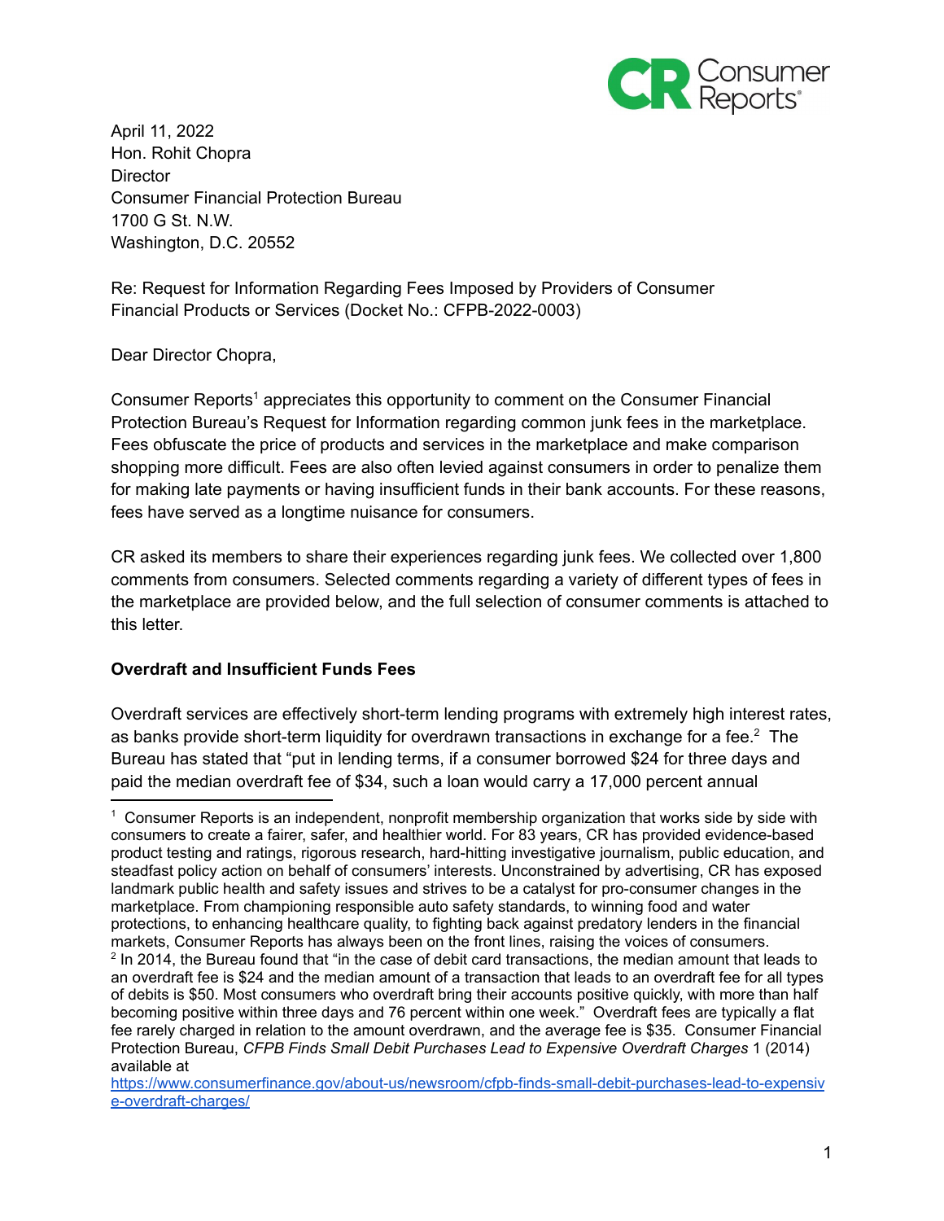April 11, 2022
Hon. Rohit Chopra
Director
Consumer Financial Protection Bureau
1700 G St. N.W.
Washington, D.C. 20552

Re: Request for Information Regarding Fees Imposed by Providers of Consumer Financial Products or Services (Docket No.: CFPB-2022-0003)

Dear Director Chopra,

Consumer Reports[1] appreciates this opportunity to comment on the Consumer Financial Protection Bureau's Request for Information regarding common junk fees in the marketplace. Fees obfuscate the price of products and services in the marketplace and make comparison shopping more difficult. Fees are also often levied against consumers in order to penalize them for making late payments or having insufficient funds in their bank accounts. For these reasons, fees have served as a longtime nuisance for consumers.

CR asked its members to share their experiences regarding junk fees. We collected over 1,800 comments from consumers. Selected comments regarding a variety of different types of fees in the marketplace are provided below, and the full selection of consumer comments is attached to this letter.

**Overdraft and Insufficient Funds Fees**

Overdraft services are effectively short-term lending programs with extremely high interest rates, as banks provide short-term liquidity for overdrawn transactions in exchange for a fee.[2] The Bureau has stated that "put in lending terms, if a consumer borrowed $24 for three days and paid the median overdraft fee of $34, such a loan would carry a 17,000 percent annual

---

[1] Consumer Reports is an independent, nonprofit membership organization that works side by side with consumers to create a fairer, safer, and healthier world. For 83 years, CR has provided evidence-based product testing and ratings, rigorous research, hard-hitting investigative journalism, public education, and steadfast policy action on behalf of consumers' interests. Unconstrained by advertising, CR has exposed landmark public health and safety issues and strives to be a catalyst for pro-consumer changes in the marketplace. From championing responsible auto safety standards, to winning food and water protections, to enhancing healthcare quality, to fighting back against predatory lenders in the financial markets, Consumer Reports has always been on the front lines, raising the voices of consumers.

[2] In 2014, the Bureau found that "in the case of debit card transactions, the median amount that leads to an overdraft fee is $24 and the median amount of a transaction that leads to an overdraft fee for all types of debits is $50. Most consumers who overdraft bring their accounts positive quickly, with more than half becoming positive within three days and 76 percent within one week." Overdraft fees are typically a flat fee rarely charged in relation to the amount overdrawn, and the average fee is $35. Consumer Financial Protection Bureau, *CFPB Finds Small Debit Purchases Lead to Expensive Overdraft Charges* 1 (2014) available at https://www.consumerfinance.gov/about-us/newsroom/cfpb-finds-small-debit-purchases-lead-to-expensive-overdraft-charges/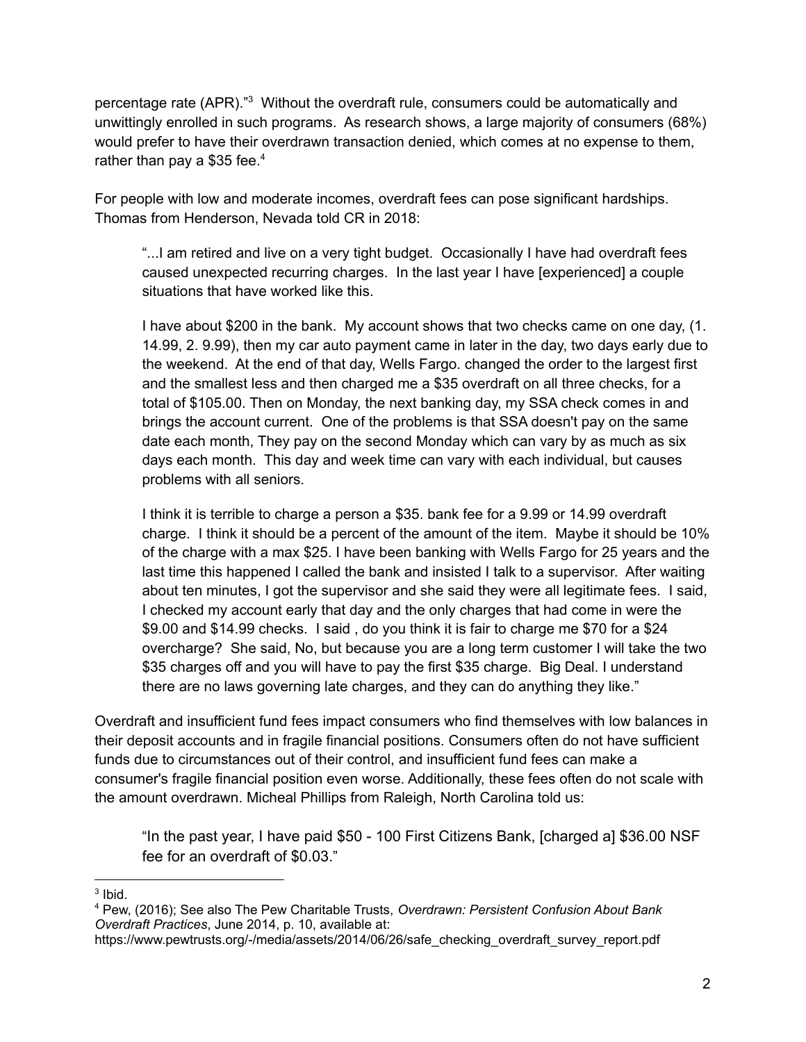percentage rate (APR)."[3] Without the overdraft rule, consumers could be automatically and unwittingly enrolled in such programs. As research shows, a large majority of consumers (68%) would prefer to have their overdrawn transaction denied, which comes at no expense to them, rather than pay a $35 fee.[4]

For people with low and moderate incomes, overdraft fees can pose significant hardships. Thomas from Henderson, Nevada told CR in 2018:

> "...I am retired and live on a very tight budget. Occasionally I have had overdraft fees caused unexpected recurring charges. In the last year I have [experienced] a couple situations that have worked like this.
>
> I have about $200 in the bank. My account shows that two checks came on one day, (1. 14.99, 2. 9.99), then my car auto payment came in later in the day, two days early due to the weekend. At the end of that day, Wells Fargo. changed the order to the largest first and the smallest less and then charged me a $35 overdraft on all three checks, for a total of $105.00. Then on Monday, the next banking day, my SSA check comes in and brings the account current. One of the problems is that SSA doesn't pay on the same date each month, They pay on the second Monday which can vary by as much as six days each month. This day and week time can vary with each individual, but causes problems with all seniors.
>
> I think it is terrible to charge a person a $35. bank fee for a 9.99 or 14.99 overdraft charge. I think it should be a percent of the amount of the item. Maybe it should be 10% of the charge with a max $25. I have been banking with Wells Fargo for 25 years and the last time this happened I called the bank and insisted I talk to a supervisor. After waiting about ten minutes, I got the supervisor and she said they were all legitimate fees. I said, I checked my account early that day and the only charges that had come in were the $9.00 and $14.99 checks. I said , do you think it is fair to charge me $70 for a $24 overcharge? She said, No, but because you are a long term customer I will take the two $35 charges off and you will have to pay the first $35 charge. Big Deal. I understand there are no laws governing late charges, and they can do anything they like."

Overdraft and insufficient fund fees impact consumers who find themselves with low balances in their deposit accounts and in fragile financial positions. Consumers often do not have sufficient funds due to circumstances out of their control, and insufficient fund fees can make a consumer's fragile financial position even worse. Additionally, these fees often do not scale with the amount overdrawn. Micheal Phillips from Raleigh, North Carolina told us:

> "In the past year, I have paid $50 - 100 First Citizens Bank, [charged a] $36.00 NSF fee for an overdraft of $0.03."

---

[3] Ibid.

[4] Pew, (2016); See also The Pew Charitable Trusts, *Overdrawn: Persistent Confusion About Bank Overdraft Practices*, June 2014, p. 10, available at: https://www.pewtrusts.org/-/media/assets/2014/06/26/safe_checking_overdraft_survey_report.pdf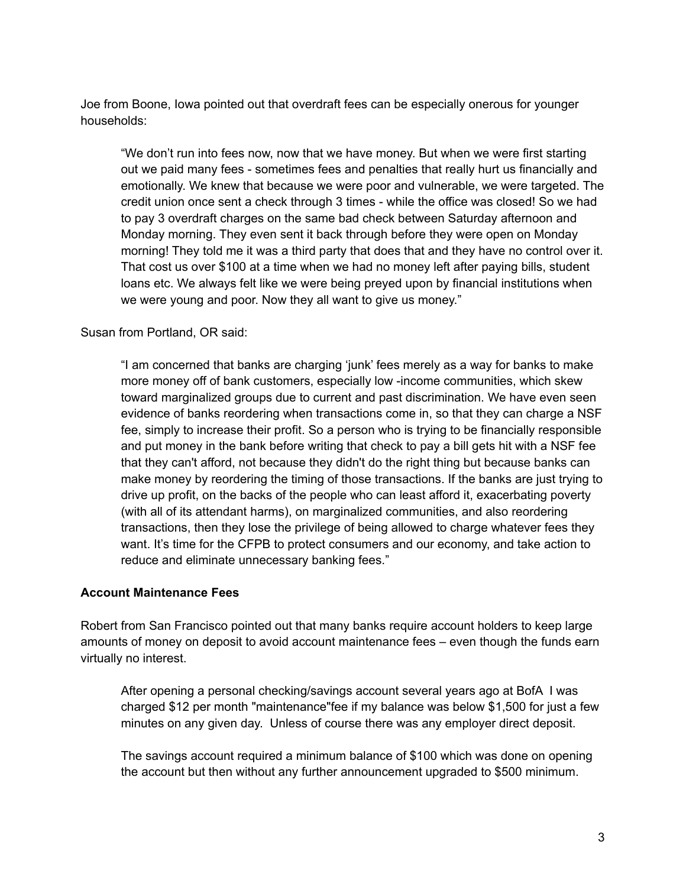Joe from Boone, Iowa pointed out that overdraft fees can be especially onerous for younger households:

> "We don't run into fees now, now that we have money. But when we were first starting out we paid many fees - sometimes fees and penalties that really hurt us financially and emotionally. We knew that because we were poor and vulnerable, we were targeted. The credit union once sent a check through 3 times - while the office was closed! So we had to pay 3 overdraft charges on the same bad check between Saturday afternoon and Monday morning. They even sent it back through before they were open on Monday morning! They told me it was a third party that does that and they have no control over it. That cost us over $100 at a time when we had no money left after paying bills, student loans etc. We always felt like we were being preyed upon by financial institutions when we were young and poor. Now they all want to give us money."

Susan from Portland, OR said:

> "I am concerned that banks are charging 'junk' fees merely as a way for banks to make more money off of bank customers, especially low -income communities, which skew toward marginalized groups due to current and past discrimination. We have even seen evidence of banks reordering when transactions come in, so that they can charge a NSF fee, simply to increase their profit. So a person who is trying to be financially responsible and put money in the bank before writing that check to pay a bill gets hit with a NSF fee that they can't afford, not because they didn't do the right thing but because banks can make money by reordering the timing of those transactions. If the banks are just trying to drive up profit, on the backs of the people who can least afford it, exacerbating poverty (with all of its attendant harms), on marginalized communities, and also reordering transactions, then they lose the privilege of being allowed to charge whatever fees they want. It's time for the CFPB to protect consumers and our economy, and take action to reduce and eliminate unnecessary banking fees."

**Account Maintenance Fees**

Robert from San Francisco pointed out that many banks require account holders to keep large amounts of money on deposit to avoid account maintenance fees – even though the funds earn virtually no interest.

> After opening a personal checking/savings account several years ago at BofA I was charged $12 per month "maintenance"fee if my balance was below $1,500 for just a few minutes on any given day. Unless of course there was any employer direct deposit.
>
> The savings account required a minimum balance of $100 which was done on opening the account but then without any further announcement upgraded to $500 minimum.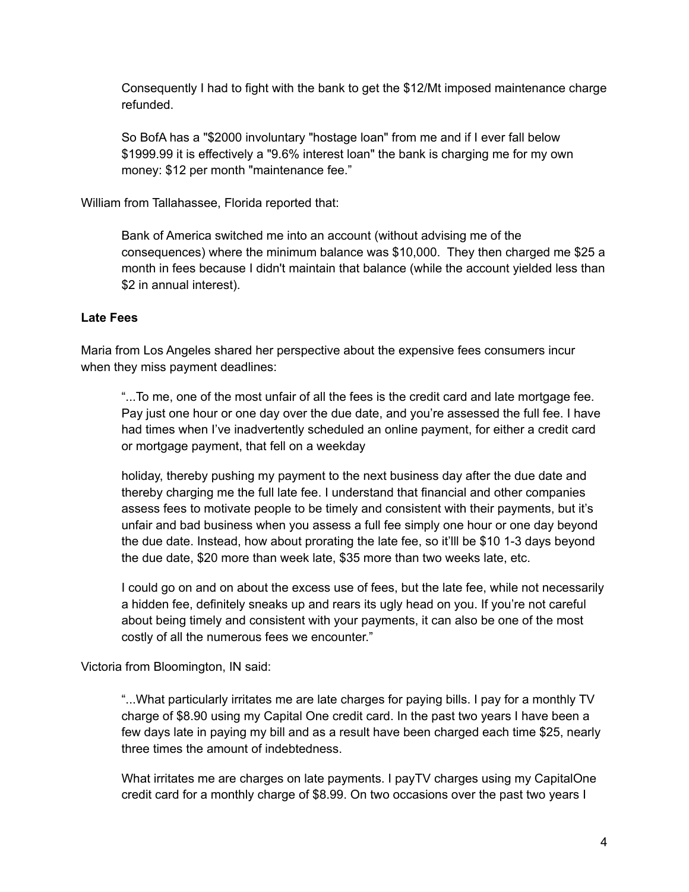> Consequently I had to fight with the bank to get the $12/Mt imposed maintenance charge refunded.
>
> So BofA has a "$2000 involuntary "hostage loan" from me and if I ever fall below $1999.99 it is effectively a "9.6% interest loan" the bank is charging me for my own money: $12 per month "maintenance fee."

William from Tallahassee, Florida reported that:

> Bank of America switched me into an account (without advising me of the consequences) where the minimum balance was $10,000. They then charged me $25 a month in fees because I didn't maintain that balance (while the account yielded less than $2 in annual interest).

**Late Fees**

Maria from Los Angeles shared her perspective about the expensive fees consumers incur when they miss payment deadlines:

> "...To me, one of the most unfair of all the fees is the credit card and late mortgage fee. Pay just one hour or one day over the due date, and you're assessed the full fee. I have had times when I've inadvertently scheduled an online payment, for either a credit card or mortgage payment, that fell on a weekday
>
> holiday, thereby pushing my payment to the next business day after the due date and thereby charging me the full late fee. I understand that financial and other companies assess fees to motivate people to be timely and consistent with their payments, but it's unfair and bad business when you assess a full fee simply one hour or one day beyond the due date. Instead, how about prorating the late fee, so it'lll be $10 1-3 days beyond the due date, $20 more than week late, $35 more than two weeks late, etc.
>
> I could go on and on about the excess use of fees, but the late fee, while not necessarily a hidden fee, definitely sneaks up and rears its ugly head on you. If you're not careful about being timely and consistent with your payments, it can also be one of the most costly of all the numerous fees we encounter."

Victoria from Bloomington, IN said:

> "...What particularly irritates me are late charges for paying bills. I pay for a monthly TV charge of $8.90 using my Capital One credit card. In the past two years I have been a few days late in paying my bill and as a result have been charged each time $25, nearly three times the amount of indebtedness.
>
> What irritates me are charges on late payments. I payTV charges using my CapitalOne credit card for a monthly charge of $8.99. On two occasions over the past two years I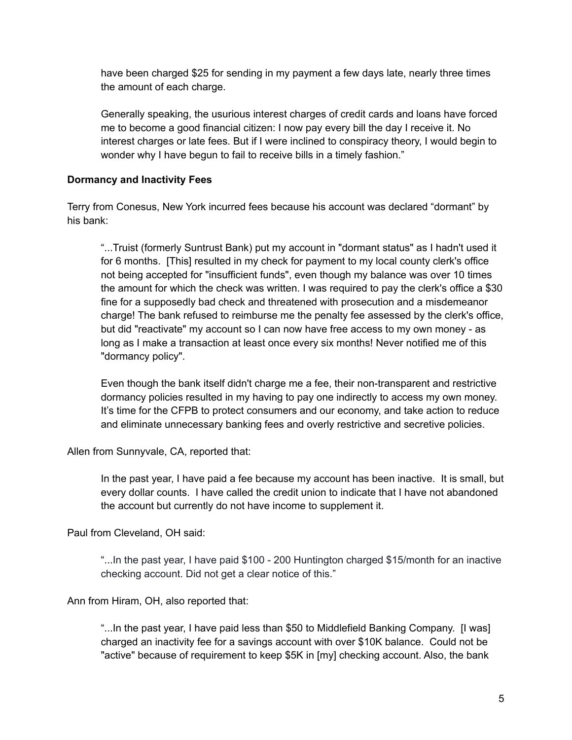have been charged $25 for sending in my payment a few days late, nearly three times the amount of each charge.

> Generally speaking, the usurious interest charges of credit cards and loans have forced me to become a good financial citizen: I now pay every bill the day I receive it. No interest charges or late fees. But if I were inclined to conspiracy theory, I would begin to wonder why I have begun to fail to receive bills in a timely fashion."

**Dormancy and Inactivity Fees**

Terry from Conesus, New York incurred fees because his account was declared "dormant" by his bank:

> "...Truist (formerly Suntrust Bank) put my account in "dormant status" as I hadn't used it for 6 months. [This] resulted in my check for payment to my local county clerk's office not being accepted for "insufficient funds", even though my balance was over 10 times the amount for which the check was written. I was required to pay the clerk's office a $30 fine for a supposedly bad check and threatened with prosecution and a misdemeanor charge! The bank refused to reimburse me the penalty fee assessed by the clerk's office, but did "reactivate" my account so I can now have free access to my own money - as long as I make a transaction at least once every six months! Never notified me of this "dormancy policy".
>
> Even though the bank itself didn't charge me a fee, their non-transparent and restrictive dormancy policies resulted in my having to pay one indirectly to access my own money. It's time for the CFPB to protect consumers and our economy, and take action to reduce and eliminate unnecessary banking fees and overly restrictive and secretive policies.

Allen from Sunnyvale, CA, reported that:

> In the past year, I have paid a fee because my account has been inactive. It is small, but every dollar counts. I have called the credit union to indicate that I have not abandoned the account but currently do not have income to supplement it.

Paul from Cleveland, OH said:

> "...In the past year, I have paid $100 - 200 Huntington charged $15/month for an inactive checking account. Did not get a clear notice of this."

Ann from Hiram, OH, also reported that:

> "...In the past year, I have paid less than $50 to Middlefield Banking Company. [I was] charged an inactivity fee for a savings account with over $10K balance. Could not be "active" because of requirement to keep $5K in [my] checking account. Also, the bank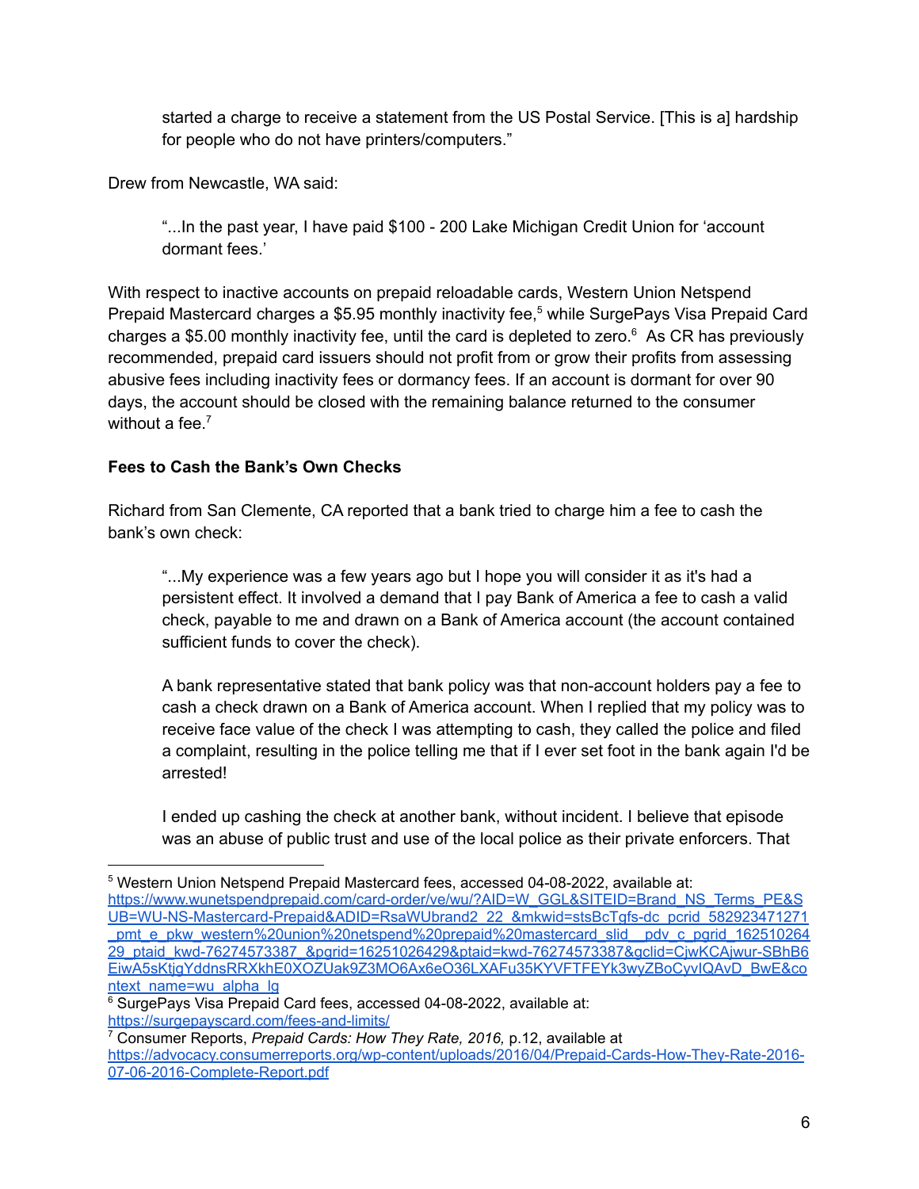> started a charge to receive a statement from the US Postal Service. [This is a] hardship for people who do not have printers/computers."

Drew from Newcastle, WA said:

> "...In the past year, I have paid $100 - 200 Lake Michigan Credit Union for 'account dormant fees.'

With respect to inactive accounts on prepaid reloadable cards, Western Union Netspend Prepaid Mastercard charges a $5.95 monthly inactivity fee,[5] while SurgePays Visa Prepaid Card charges a $5.00 monthly inactivity fee, until the card is depleted to zero.[6] As CR has previously recommended, prepaid card issuers should not profit from or grow their profits from assessing abusive fees including inactivity fees or dormancy fees. If an account is dormant for over 90 days, the account should be closed with the remaining balance returned to the consumer without a fee.[7]

**Fees to Cash the Bank's Own Checks**

Richard from San Clemente, CA reported that a bank tried to charge him a fee to cash the bank's own check:

> "...My experience was a few years ago but I hope you will consider it as it's had a persistent effect. It involved a demand that I pay Bank of America a fee to cash a valid check, payable to me and drawn on a Bank of America account (the account contained sufficient funds to cover the check).
>
> A bank representative stated that bank policy was that non-account holders pay a fee to cash a check drawn on a Bank of America account. When I replied that my policy was to receive face value of the check I was attempting to cash, they called the police and filed a complaint, resulting in the police telling me that if I ever set foot in the bank again I'd be arrested!
>
> I ended up cashing the check at another bank, without incident. I believe that episode was an abuse of public trust and use of the local police as their private enforcers. That

---

[5] Western Union Netspend Prepaid Mastercard fees, accessed 04-08-2022, available at: https://www.wunetspendprepaid.com/card-order/ve/wu/?AID=W_GGL&SITEID=Brand_NS_Terms_PE&SUB=WU-NS-Mastercard-Prepaid&ADID=RsaWUbrand2_22_&mkwid=stsBcTgfs-dc_pcrid_582923471271_pmt_e_pkw_western%20union%20netspend%20prepaid%20mastercard_slid__pdv_c_pgrid_16251026429_ptaid_kwd-76274573387_&pgrid=16251026429&ptaid=kwd-76274573387&gclid=CjwKCAjwur-SBhB6EiwA5sKtjgYddnsRRXkhE0XOZUak9Z3MO6Ax6eO36LXAFu35KYVFTFEYk3wyZBoCyvIQAvD_BwE&context_name=wu_alpha_lg

[6] SurgePays Visa Prepaid Card fees, accessed 04-08-2022, available at: https://surgepayscard.com/fees-and-limits/

[7] Consumer Reports, *Prepaid Cards: How They Rate, 2016,* p.12, available at https://advocacy.consumerreports.org/wp-content/uploads/2016/04/Prepaid-Cards-How-They-Rate-2016-07-06-2016-Complete-Report.pdf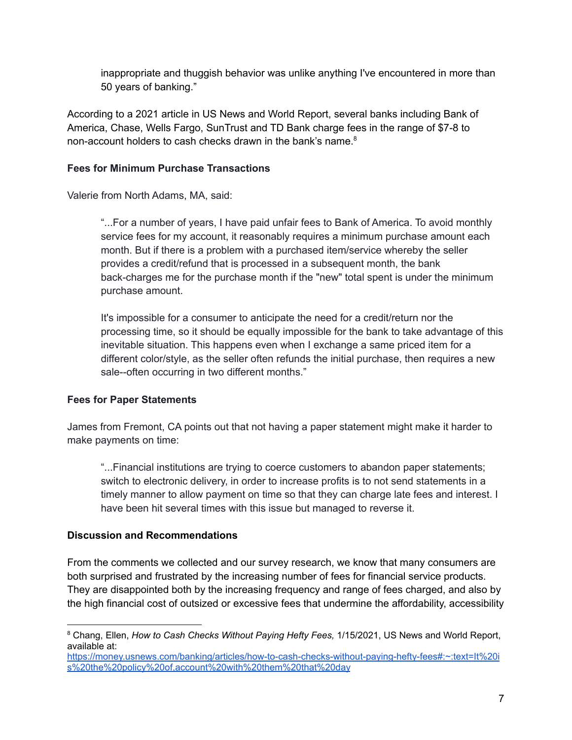> inappropriate and thuggish behavior was unlike anything I've encountered in more than 50 years of banking."

According to a 2021 article in US News and World Report, several banks including Bank of America, Chase, Wells Fargo, SunTrust and TD Bank charge fees in the range of $7-8 to non-account holders to cash checks drawn in the bank's name.[8]

**Fees for Minimum Purchase Transactions**

Valerie from North Adams, MA, said:

> "...For a number of years, I have paid unfair fees to Bank of America. To avoid monthly service fees for my account, it reasonably requires a minimum purchase amount each month. But if there is a problem with a purchased item/service whereby the seller provides a credit/refund that is processed in a subsequent month, the bank back-charges me for the purchase month if the "new" total spent is under the minimum purchase amount.
>
> It's impossible for a consumer to anticipate the need for a credit/return nor the processing time, so it should be equally impossible for the bank to take advantage of this inevitable situation. This happens even when I exchange a same priced item for a different color/style, as the seller often refunds the initial purchase, then requires a new sale--often occurring in two different months."

**Fees for Paper Statements**

James from Fremont, CA points out that not having a paper statement might make it harder to make payments on time:

> "...Financial institutions are trying to coerce customers to abandon paper statements; switch to electronic delivery, in order to increase profits is to not send statements in a timely manner to allow payment on time so that they can charge late fees and interest. I have been hit several times with this issue but managed to reverse it.

**Discussion and Recommendations**

From the comments we collected and our survey research, we know that many consumers are both surprised and frustrated by the increasing number of fees for financial service products. They are disappointed both by the increasing frequency and range of fees charged, and also by the high financial cost of outsized or excessive fees that undermine the affordability, accessibility

---

[8] Chang, Ellen, *How to Cash Checks Without Paying Hefty Fees,* 1/15/2021, US News and World Report, available at: https://money.usnews.com/banking/articles/how-to-cash-checks-without-paying-hefty-fees#:~:text=It%20is%20the%20policy%20of,account%20with%20them%20that%20day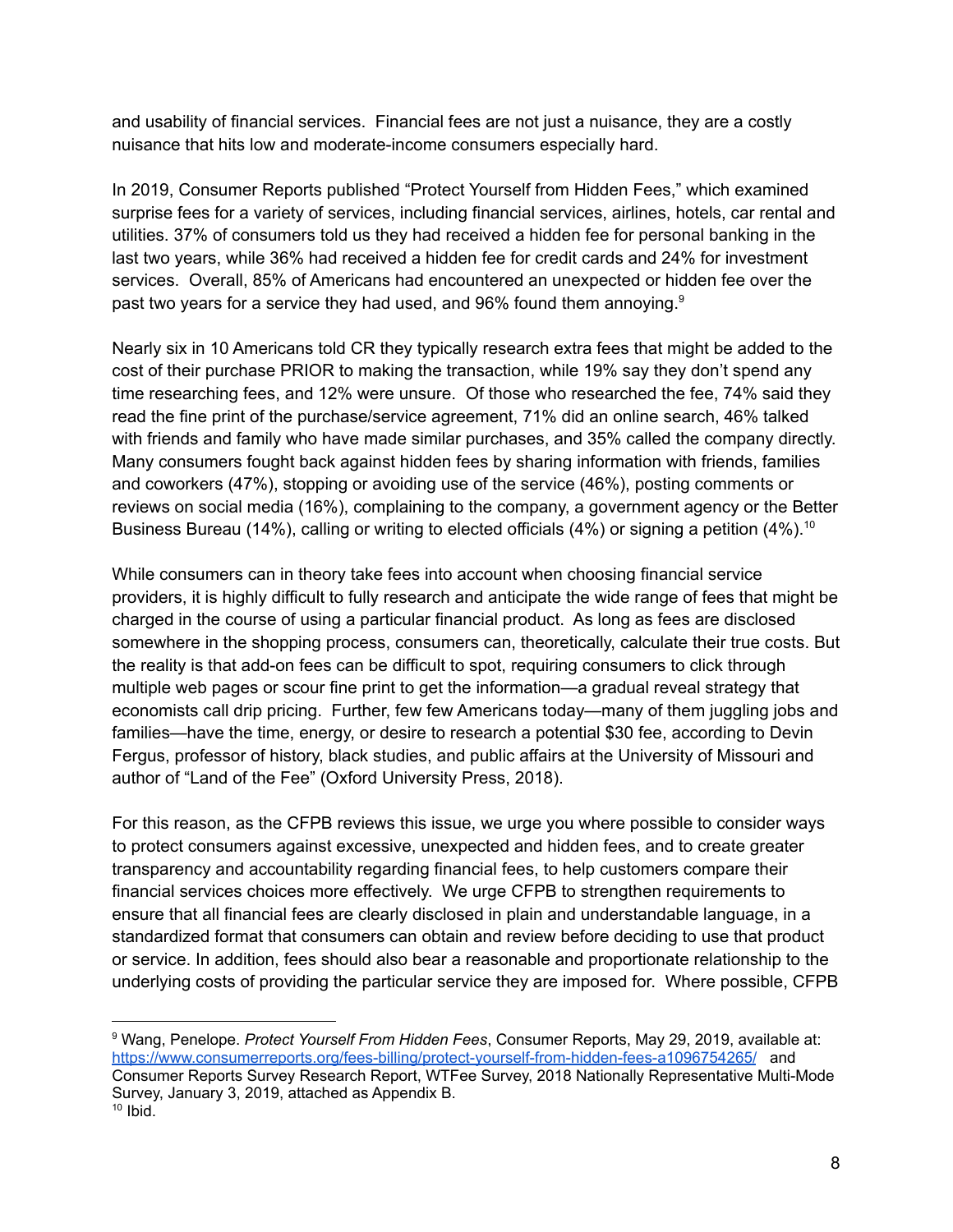and usability of financial services. Financial fees are not just a nuisance, they are a costly nuisance that hits low and moderate-income consumers especially hard.

In 2019, Consumer Reports published "Protect Yourself from Hidden Fees," which examined surprise fees for a variety of services, including financial services, airlines, hotels, car rental and utilities. 37% of consumers told us they had received a hidden fee for personal banking in the last two years, while 36% had received a hidden fee for credit cards and 24% for investment services. Overall, 85% of Americans had encountered an unexpected or hidden fee over the past two years for a service they had used, and 96% found them annoying.[9]

Nearly six in 10 Americans told CR they typically research extra fees that might be added to the cost of their purchase PRIOR to making the transaction, while 19% say they don't spend any time researching fees, and 12% were unsure. Of those who researched the fee, 74% said they read the fine print of the purchase/service agreement, 71% did an online search, 46% talked with friends and family who have made similar purchases, and 35% called the company directly. Many consumers fought back against hidden fees by sharing information with friends, families and coworkers (47%), stopping or avoiding use of the service (46%), posting comments or reviews on social media (16%), complaining to the company, a government agency or the Better Business Bureau (14%), calling or writing to elected officials (4%) or signing a petition (4%).[10]

While consumers can in theory take fees into account when choosing financial service providers, it is highly difficult to fully research and anticipate the wide range of fees that might be charged in the course of using a particular financial product. As long as fees are disclosed somewhere in the shopping process, consumers can, theoretically, calculate their true costs. But the reality is that add-on fees can be difficult to spot, requiring consumers to click through multiple web pages or scour fine print to get the information—a gradual reveal strategy that economists call drip pricing. Further, few few Americans today—many of them juggling jobs and families—have the time, energy, or desire to research a potential $30 fee, according to Devin Fergus, professor of history, black studies, and public affairs at the University of Missouri and author of "Land of the Fee" (Oxford University Press, 2018).

For this reason, as the CFPB reviews this issue, we urge you where possible to consider ways to protect consumers against excessive, unexpected and hidden fees, and to create greater transparency and accountability regarding financial fees, to help customers compare their financial services choices more effectively. We urge CFPB to strengthen requirements to ensure that all financial fees are clearly disclosed in plain and understandable language, in a standardized format that consumers can obtain and review before deciding to use that product or service. In addition, fees should also bear a reasonable and proportionate relationship to the underlying costs of providing the particular service they are imposed for. Where possible, CFPB

---

[9] Wang, Penelope. *Protect Yourself From Hidden Fees*, Consumer Reports, May 29, 2019, available at: https://www.consumerreports.org/fees-billing/protect-yourself-from-hidden-fees-a1096754265/ and Consumer Reports Survey Research Report, WTFee Survey, 2018 Nationally Representative Multi-Mode Survey, January 3, 2019, attached as Appendix B.

[10] Ibid.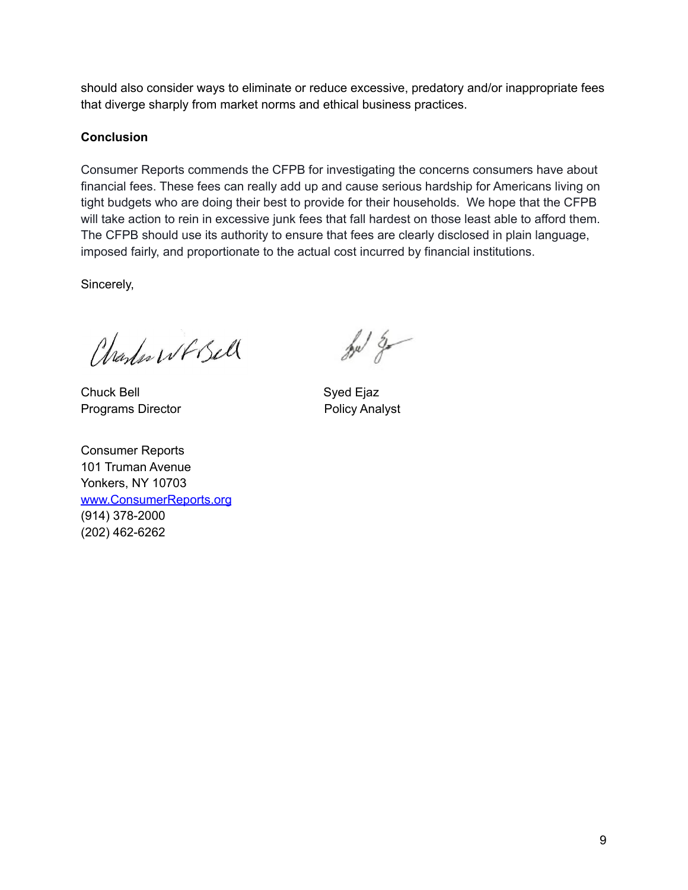should also consider ways to eliminate or reduce excessive, predatory and/or inappropriate fees that diverge sharply from market norms and ethical business practices.

**Conclusion**

Consumer Reports commends the CFPB for investigating the concerns consumers have about financial fees. These fees can really add up and cause serious hardship for Americans living on tight budgets who are doing their best to provide for their households. We hope that the CFPB will take action to rein in excessive junk fees that fall hardest on those least able to afford them. The CFPB should use its authority to ensure that fees are clearly disclosed in plain language, imposed fairly, and proportionate to the actual cost incurred by financial institutions.

Sincerely,

Chuck Bell
Programs Director

Syed Ejaz
Policy Analyst

Consumer Reports
101 Truman Avenue
Yonkers, NY 10703
[www.ConsumerReports.org](http://www.ConsumerReports.org)
(914) 378-2000
(202) 462-6262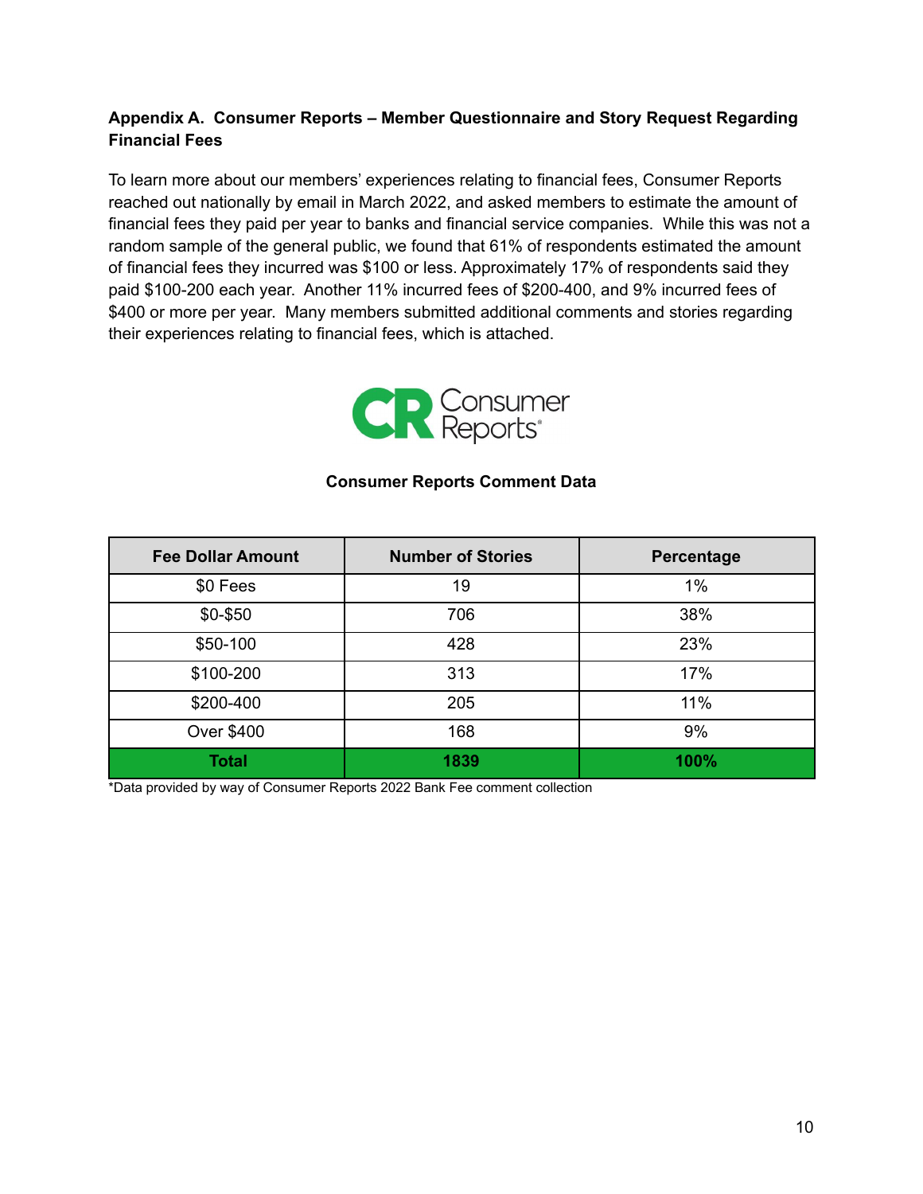### Appendix A. Consumer Reports – Member Questionnaire and Story Request Regarding Financial Fees

To learn more about our members' experiences relating to financial fees, Consumer Reports reached out nationally by email in March 2022, and asked members to estimate the amount of financial fees they paid per year to banks and financial service companies. While this was not a random sample of the general public, we found that 61% of respondents estimated the amount of financial fees they incurred was $100 or less. Approximately 17% of respondents said they paid $100-200 each year. Another 11% incurred fees of $200-400, and 9% incurred fees of $400 or more per year. Many members submitted additional comments and stories regarding their experiences relating to financial fees, which is attached.

Consumer Reports

**Consumer Reports Comment Data**

| Fee Dollar Amount | Number of Stories | Percentage |
|---|---|---|
| $0 Fees | 19 | 1% |
| $0-$50 | 706 | 38% |
| $50-100 | 428 | 23% |
| $100-200 | 313 | 17% |
| $200-400 | 205 | 11% |
| Over $400 | 168 | 9% |
| **Total** | **1839** | **100%** |

*Data provided by way of Consumer Reports 2022 Bank Fee comment collection